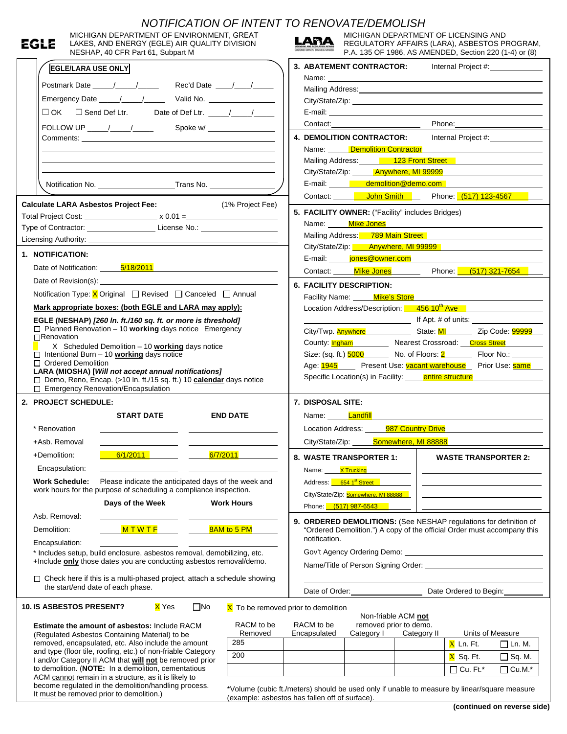# NOTIFICATION OF INTENT TO RENOVATE/DEMOLISH

EGLE — MICHIGAN DEPARTMENT OF ENVIRONMENT, GREAT LAKES, AND ENERGY (EGLE) AIR QUALITY DIVISION NESHAP, 40 CFR Part 61, Subpart M

LARA — MICHIGAN DEPARTMENT OF LICENSING AND REGULATORY AFFAIRS (LARA), ASBESTOS PROGRAM, P.A. 135 OF 1986, AS AMENDED, Section 220 (1-4) or (8)

**EGLE/LARA USE ONLY**

Postmark Date ____/____/____ Rec'd Date ____/____/____

Emergency Date ____/____/____ Valid No. ____________

☐ OK ☐ Send Def Ltr. Date of Def Ltr. ____/____/____

FOLLOW UP ____/____/____ Spoke w/ ____________

Comments: ____________

Notification No. ____________ Trans No. ____________

**Calculate LARA Asbestos Project Fee:** (1% Project Fee)

Total Project Cost: ____________ x 0.01 = ____________

Type of Contractor: ____________ License No.: ____________

Licensing Authority: ____________

## 1. NOTIFICATION:

Date of Notification: 5/18/2011

Date of Revision(s): ____________

Notification Type: X Original ☐ Revised ☐ Canceled ☐ Annual

**Mark appropriate boxes: (both EGLE and LARA may apply):**

**EGLE (NESHAP)** ***[260 ln. ft./160 sq. ft. or more is threshold]***

- ☐ Planned Renovation – 10 **working** days notice
- ☐ Emergency Renovation
- X Scheduled Demolition – 10 **working** days notice
- ☐ Intentional Burn – 10 **working** days notice
- ☐ Ordered Demolition

**LARA (MIOSHA)** ***[Will not accept annual notifications]***

- ☐ Demo, Reno, Encap. (>10 ln. ft./15 sq. ft.) 10 **calendar** days notice
- ☐ Emergency Renovation/Encapsulation

## 2. PROJECT SCHEDULE:

| | START DATE | END DATE |
|---|---|---|
| * Renovation | | |
| +Asb. Removal | | |
| +Demolition: | 6/1/2011 | 6/7/2011 |
| Encapsulation: | | |

**Work Schedule:** Please indicate the anticipated days of the week and work hours for the purpose of scheduling a compliance inspection.

| | Days of the Week | Work Hours |
|---|---|---|
| Asb. Removal: | | |
| Demolition: | M T W T F | 8AM to 5 PM |
| Encapsulation: | | |

\* Includes setup, build enclosure, asbestos removal, demobilizing, etc.
+Include **only** those dates you are conducting asbestos removal/demo.

☐ Check here if this is a multi-phased project, attach a schedule showing the start/end date of each phase.

## 3. ABATEMENT CONTRACTOR:

Internal Project #: ____________

Name: ____________

Mailing Address: ____________

City/State/Zip: ____________

E-mail: ____________

Contact: ____________ Phone: ____________

## 4. DEMOLITION CONTRACTOR:

Internal Project #: ____________

Name: Demolition Contractor

Mailing Address: 123 Front Street

City/State/Zip: Anywhere, MI 99999

E-mail: demolition@demo.com

Contact: John Smith Phone: (517) 123-4567

## 5. FACILITY OWNER: ("Facility" includes Bridges)

Name: Mike Jones

Mailing Address: 789 Main Street

City/State/Zip: Anywhere, MI 99999

E-mail: jones@owner.com

Contact: Mike Jones Phone: (517) 321-7654

## 6. FACILITY DESCRIPTION:

Facility Name: Mike's Store

Location Address/Description: 456 10th Ave

If Apt. # of units: ____________

City/Twp. Anywhere State: MI Zip Code: 99999

County: Ingham Nearest Crossroad: Cross Street

Size: (sq. ft.) 5000 No. of Floors: 2 Floor No.: ____________

Age: 1945 Present Use: vacant warehouse Prior Use: same

Specific Location(s) in Facility: entire structure

## 7. DISPOSAL SITE:

Name: Landfill

Location Address: 987 Country Drive

City/State/Zip: Somewhere, MI 88888

## 8. WASTE TRANSPORTER 1:

Name: X Trucking

Address: 654 1st Street

City/State/Zip: Somewhere, MI 88888

Phone: (517) 987-6543

**WASTE TRANSPORTER 2:**

Name: ____________

Address: ____________

City/State/Zip: ____________

Phone: ____________

## 9. ORDERED DEMOLITIONS:

(See NESHAP regulations for definition of "Ordered Demolition.") A copy of the official Order must accompany this notification.

Gov't Agency Ordering Demo: ____________

Name/Title of Person Signing Order: ____________

Date of Order: ____________ Date Ordered to Begin: ____________

## 10. IS ASBESTOS PRESENT?

X Yes ☐ No X To be removed prior to demolition

**Estimate the amount of asbestos:** Include RACM (Regulated Asbestos Containing Material) to be removed, encapsulated, etc. Also include the amount and type (floor tile, roofing, etc.) of non-friable Category I and/or Category II ACM that **will not** be removed prior to demolition. (**NOTE:** In a demolition, cementatious ACM cannot remain in a structure, as it is likely to become regulated in the demolition/handling process. It must be removed prior to demolition.)

| RACM to be Removed | RACM to be Encapsulated | Non-friable ACM **not** removed prior to demo. Category I | Category II | Units of Measure | |
|---|---|---|---|---|---|
| 285 | | | | X Ln. Ft. | ☐ Ln. M. |
| 200 | | | | X Sq. Ft. | ☐ Sq. M. |
| | | | | ☐ Cu. Ft.* | ☐ Cu.M.* |

\*Volume (cubic ft./meters) should be used only if unable to measure by linear/square measure (example: asbestos has fallen off of surface).

**(continued on reverse side)**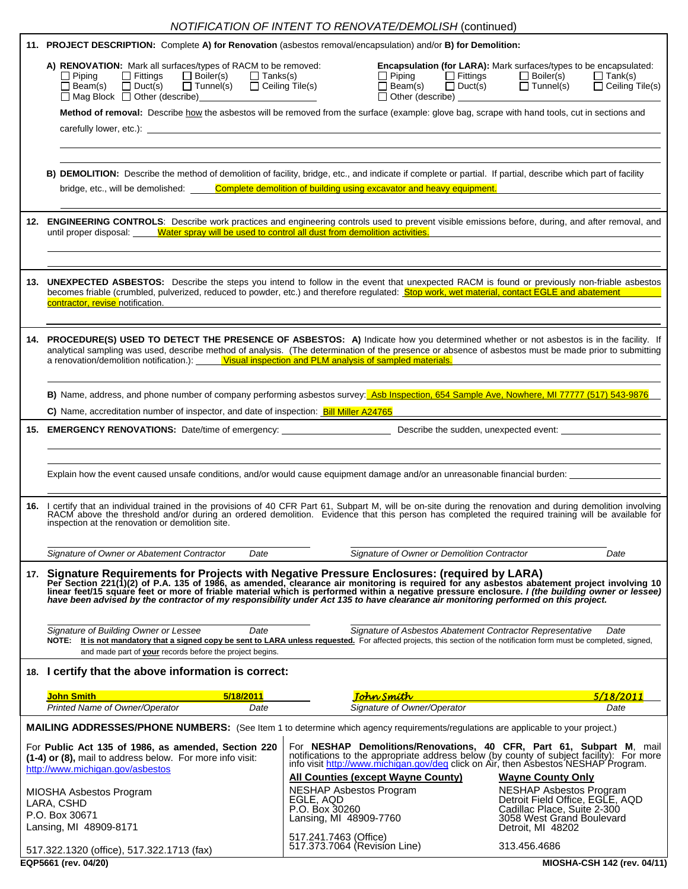*NOTIFICATION OF INTENT TO RENOVATE/DEMOLISH* (continued)

**11. PROJECT DESCRIPTION:** Complete **A) for Renovation** (asbestos removal/encapsulation) and/or **B) for Demolition:**

**A) RENOVATION:** Mark all surfaces/types of RACM to be removed:

- ☐ Piping ☐ Fittings ☐ Boiler(s) ☐ Tanks(s)
- ☐ Beam(s) ☐ Duct(s) ☐ Tunnel(s) ☐ Ceiling Tile(s)
- ☐ Mag Block ☐ Other (describe) ____________

**Encapsulation (for LARA):** Mark surfaces/types to be encapsulated:

- ☐ Piping ☐ Fittings ☐ Boiler(s) ☐ Tank(s)
- ☐ Beam(s) ☐ Duct(s) ☐ Tunnel(s) ☐ Ceiling Tile(s)
- ☐ Other (describe) ____________

**Method of removal:** Describe how the asbestos will be removed from the surface (example: glove bag, scrape with hand tools, cut in sections and carefully lower, etc.): ____________

**B) DEMOLITION:** Describe the method of demolition of facility, bridge, etc., and indicate if complete or partial. If partial, describe which part of facility bridge, etc., will be demolished: Complete demolition of building using excavator and heavy equipment.

**12. ENGINEERING CONTROLS**: Describe work practices and engineering controls used to prevent visible emissions before, during, and after removal, and until proper disposal: Water spray will be used to control all dust from demolition activities.

**13. UNEXPECTED ASBESTOS:** Describe the steps you intend to follow in the event that unexpected RACM is found or previously non-friable asbestos becomes friable (crumbled, pulverized, reduced to powder, etc.) and therefore regulated: Stop work, wet material, contact EGLE and abatement contractor, revise notification.

**14. PROCEDURE(S) USED TO DETECT THE PRESENCE OF ASBESTOS: A)** Indicate how you determined whether or not asbestos is in the facility. If analytical sampling was used, describe method of analysis. (The determination of the presence or absence of asbestos must be made prior to submitting a renovation/demolition notification.): Visual inspection and PLM analysis of sampled materials.

**B)** Name, address, and phone number of company performing asbestos survey: Asb Inspection, 654 Sample Ave, Nowhere, MI 77777 (517) 543-9876

**C)** Name, accreditation number of inspector, and date of inspection: Bill Miller A24765

**15. EMERGENCY RENOVATIONS:** Date/time of emergency: ____________ Describe the sudden, unexpected event: ____________

Explain how the event caused unsafe conditions, and/or would cause equipment damage and/or an unreasonable financial burden: ____________

**16.** I certify that an individual trained in the provisions of 40 CFR Part 61, Subpart M, will be on-site during the renovation and during demolition involving RACM above the threshold and/or during an ordered demolition. Evidence that this person has completed the required training will be available for inspection at the renovation or demolition site.

| | | | |
|---|---|---|---|
| *Signature of Owner or Abatement Contractor* | *Date* | *Signature of Owner or Demolition Contractor* | *Date* |

**17. Signature Requirements for Projects with Negative Pressure Enclosures: (required by LARA)**
***Per Section 221(1)(2) of P.A. 135 of 1986, as amended, clearance air monitoring is required for any asbestos abatement project involving 10 linear feet/15 square feet or more of friable material which is performed within a negative pressure enclosure. I (the building owner or lessee) have been advised by the contractor of my responsibility under Act 135 to have clearance air monitoring performed on this project.***

| | | | |
|---|---|---|---|
| *Signature of Building Owner or Lessee* | *Date* | *Signature of Asbestos Abatement Contractor Representative* | *Date* |

**NOTE:** **It is not mandatory that a signed copy be sent to LARA unless requested.** For affected projects, this section of the notification form must be completed, signed, and made part of **your** records before the project begins.

**18. I certify that the above information is correct:**

| | | | |
|---|---|---|---|
| **John Smith** | **5/18/2011** | *John Smith* | *5/18/2011* |
| *Printed Name of Owner/Operator* | *Date* | *Signature of Owner/Operator* | *Date* |

**MAILING ADDRESSES/PHONE NUMBERS:** (See Item 1 to determine which agency requirements/regulations are applicable to your project.)

For **Public Act 135 of 1986, as amended, Section 220 (1-4) or (8),** mail to address below. For more info visit: http://www.michigan.gov/asbestos

MIOSHA Asbestos Program
LARA, CSHD
P.O. Box 30671
Lansing, MI 48909-8171

517.322.1320 (office), 517.322.1713 (fax)

For **NESHAP Demolitions/Renovations, 40 CFR, Part 61, Subpart M**, mail notifications to the appropriate address below (by county of subject facility): For more info visit http://www.michigan.gov/deq click on Air, then Asbestos NESHAP Program.

**All Counties (except Wayne County)**

NESHAP Asbestos Program
EGLE, AQD
P.O. Box 30260
Lansing, MI 48909-7760

517.241.7463 (Office)
517.373.7064 (Revision Line)

**Wayne County Only**

NESHAP Asbestos Program
Detroit Field Office, EGLE, AQD
Cadillac Place, Suite 2-300
3058 West Grand Boulevard
Detroit, MI 48202

313.456.4686

**EQP5661 (rev. 04/20)** **MIOSHA-CSH 142 (rev. 04/11)**